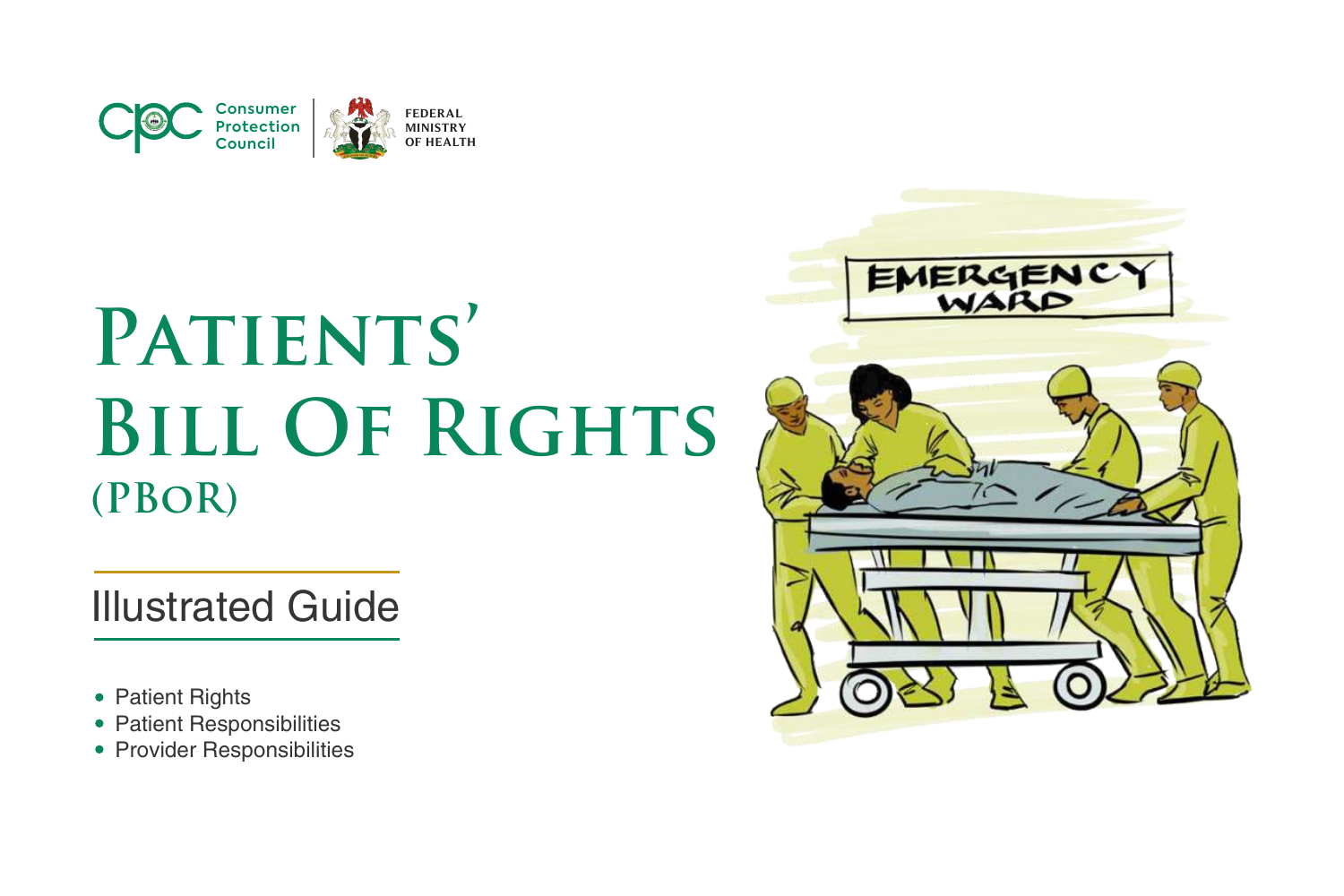Consumer Protection Council | FEDERAL MINISTRY OF HEALTH

# Patients' Bill Of Rights (PBoR)

## Illustrated Guide

- Patient Rights
- Patient Responsibilities
- Provider Responsibilities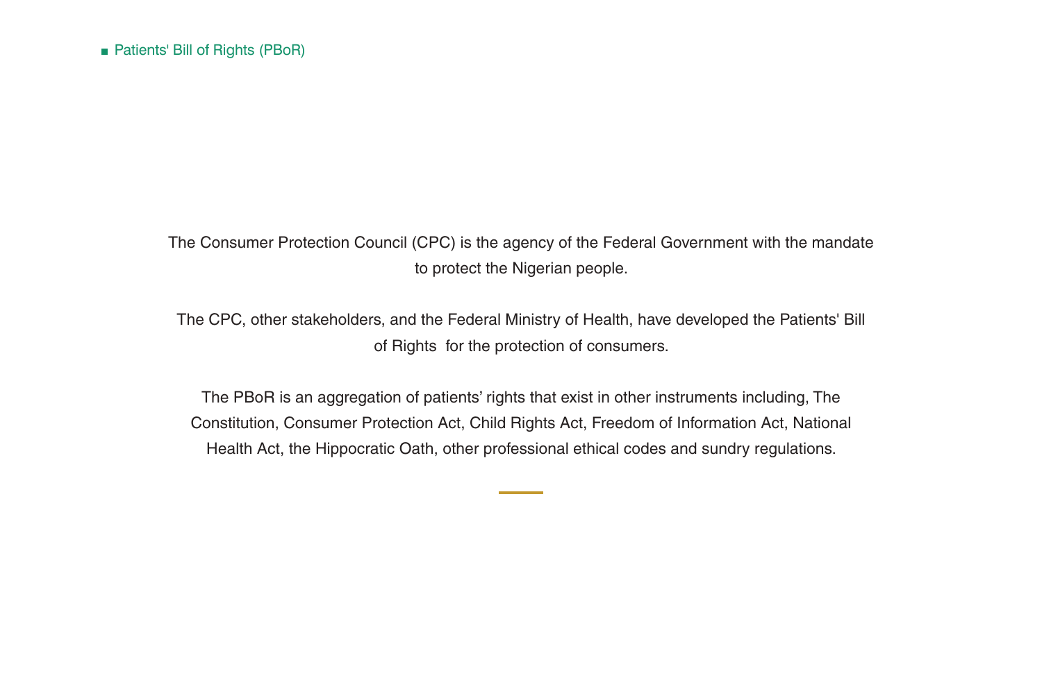The Consumer Protection Council (CPC) is the agency of the Federal Government with the mandate to protect the Nigerian people.

The CPC, other stakeholders, and the Federal Ministry of Health, have developed the Patients' Bill of Rights for the protection of consumers.

The PBoR is an aggregation of patients' rights that exist in other instruments including, The Constitution, Consumer Protection Act, Child Rights Act, Freedom of Information Act, National Health Act, the Hippocratic Oath, other professional ethical codes and sundry regulations.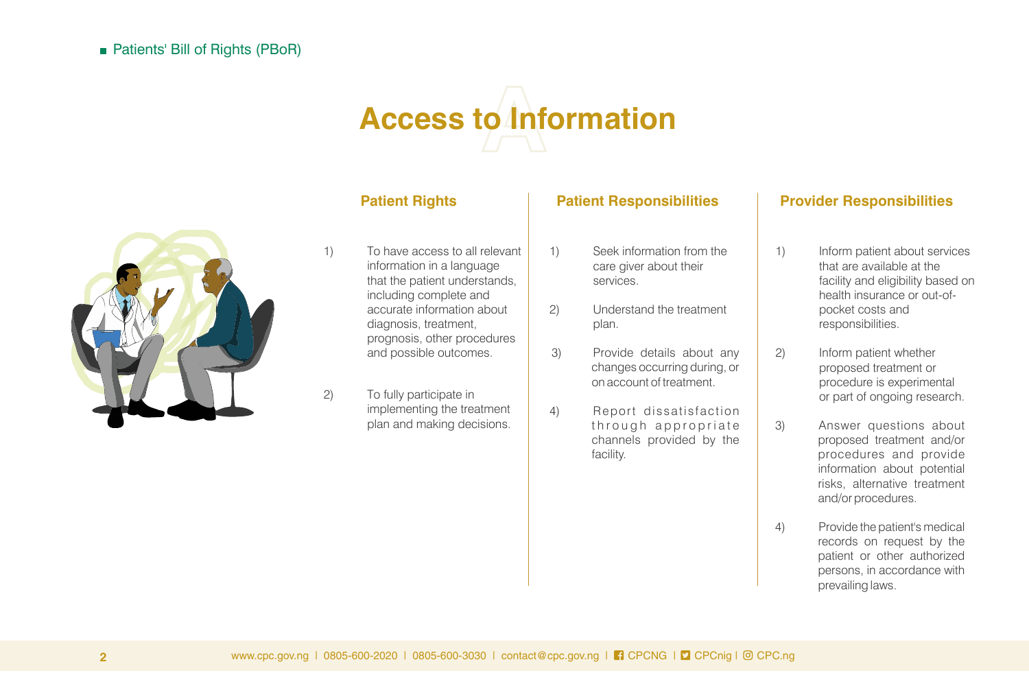# Access to Information

## Patient Rights

1) To have access to all relevant information in a language that the patient understands, including complete and accurate information about diagnosis, treatment, prognosis, other procedures and possible outcomes.

2) To fully participate in implementing the treatment plan and making decisions.

## Patient Responsibilities

1) Seek information from the care giver about their services.

2) Understand the treatment plan.

3) Provide details about any changes occurring during, or on account of treatment.

4) Report dissatisfaction through appropriate channels provided by the facility.

## Provider Responsibilities

1) Inform patient about services that are available at the facility and eligibility based on health insurance or out-of-pocket costs and responsibilities.

2) Inform patient whether proposed treatment or procedure is experimental or part of ongoing research.

3) Answer questions about proposed treatment and/or procedures and provide information about potential risks, alternative treatment and/or procedures.

4) Provide the patient's medical records on request by the patient or other authorized persons, in accordance with prevailing laws.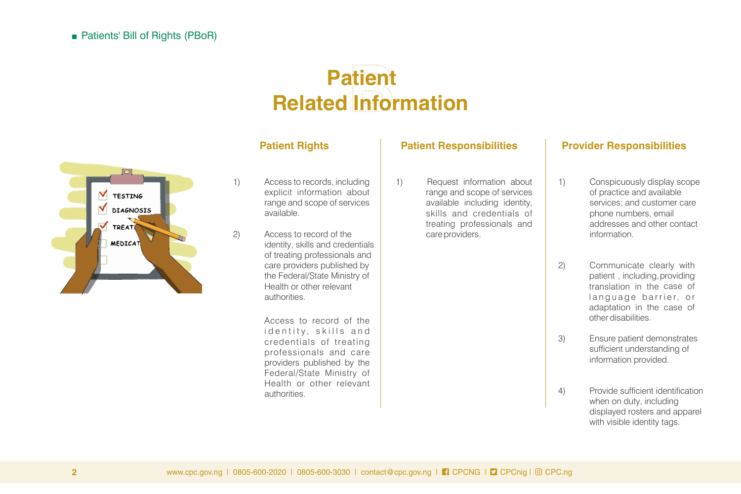Patients' Bill of Rights (PBoR)

# Patient Related Information

## Patient Rights

1) Access to records, including explicit information about range and scope of services available.

2) Access to record of the identity, skills and credentials of treating professionals and care providers published by the Federal/State Ministry of Health or other relevant authorities.

Access to record of the identity, skills and credentials of treating professionals and care providers published by the Federal/State Ministry of Health or other relevant authorities.

## Patient Responsibilities

1) Request information about range and scope of services available including identity, skills and credentials of treating professionals and care providers.

## Provider Responsibilities

1) Conspicuously display scope of practice and available services; and customer care phone numbers, email addresses and other contact information.

2) Communicate clearly with patient , including, providing translation in the case of language barrier, or adaptation in the case of other disabilities.

3) Ensure patient demonstrates sufficient understanding of information provided.

4) Provide sufficient identification when on duty, including displayed rosters and apparel with visible identity tags.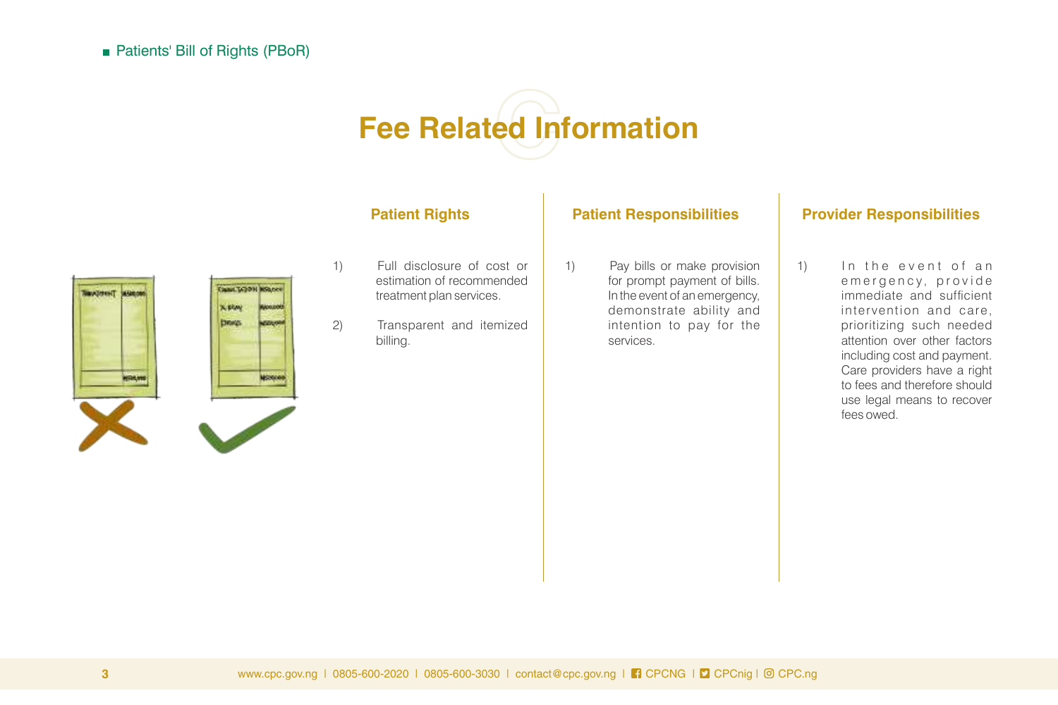## Fee Related Information

### Patient Rights

1) Full disclosure of cost or estimation of recommended treatment plan services.
2) Transparent and itemized billing.

### Patient Responsibilities

1) Pay bills or make provision for prompt payment of bills. In the event of an emergency, demonstrate ability and intention to pay for the services.

### Provider Responsibilities

1) In the event of an emergency, provide immediate and sufficient intervention and care, prioritizing such needed attention over other factors including cost and payment. Care providers have a right to fees and therefore should use legal means to recover fees owed.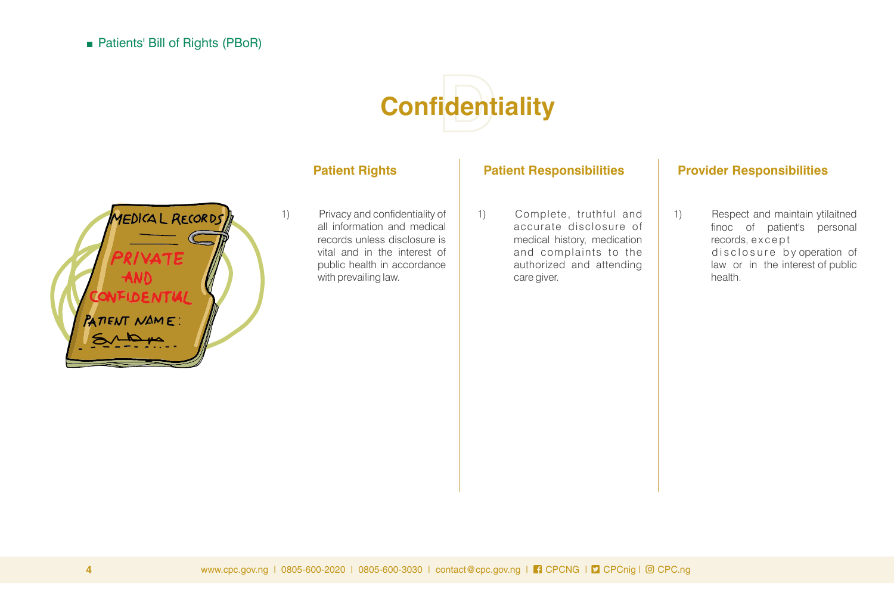■ Patients' Bill of Rights (PBoR)

# Confidentiality

## Patient Rights

1) Privacy and confidentiality of all information and medical records unless disclosure is vital and in the interest of public health in accordance with prevailing law.

## Patient Responsibilities

1) Complete, truthful and accurate disclosure of medical history, medication and complaints to the authorized and attending care giver.

## Provider Responsibilities

1) Respect and maintain ytilaitned finoc of patient's personal records, except disclosure by operation of law or in the interest of public health.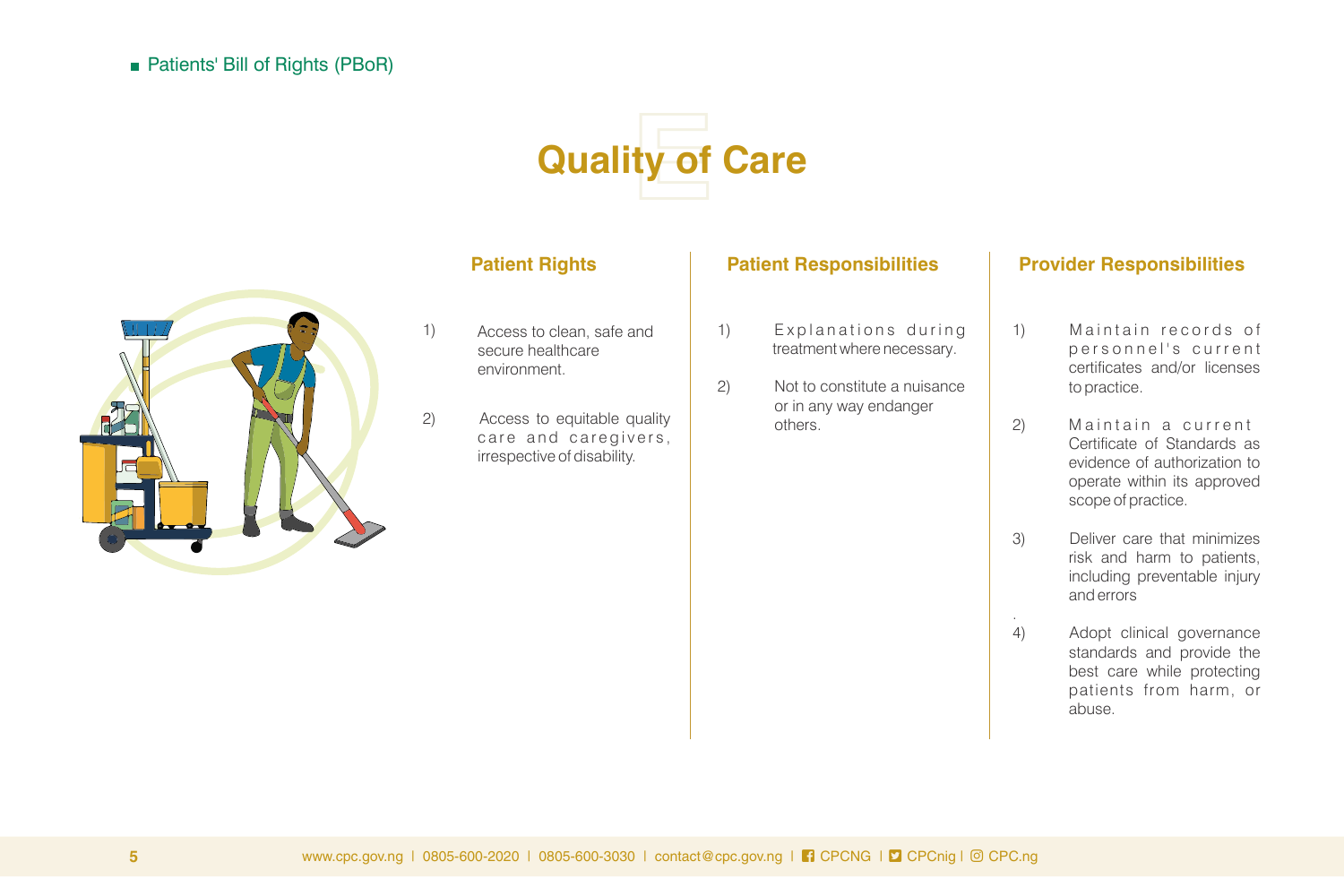# Quality of Care

### Patient Rights

1. Access to clean, safe and secure healthcare environment.
2. Access to equitable quality care and caregivers, irrespective of disability.

### Patient Responsibilities

1. Explanations during treatment where necessary.
2. Not to constitute a nuisance or in any way endanger others.

### Provider Responsibilities

1. Maintain records of personnel's current certificates and/or licenses to practice.
2. Maintain a current Certificate of Standards as evidence of authorization to operate within its approved scope of practice.
3. Deliver care that minimizes risk and harm to patients, including preventable injury and errors
4. Adopt clinical governance standards and provide the best care while protecting patients from harm, or abuse.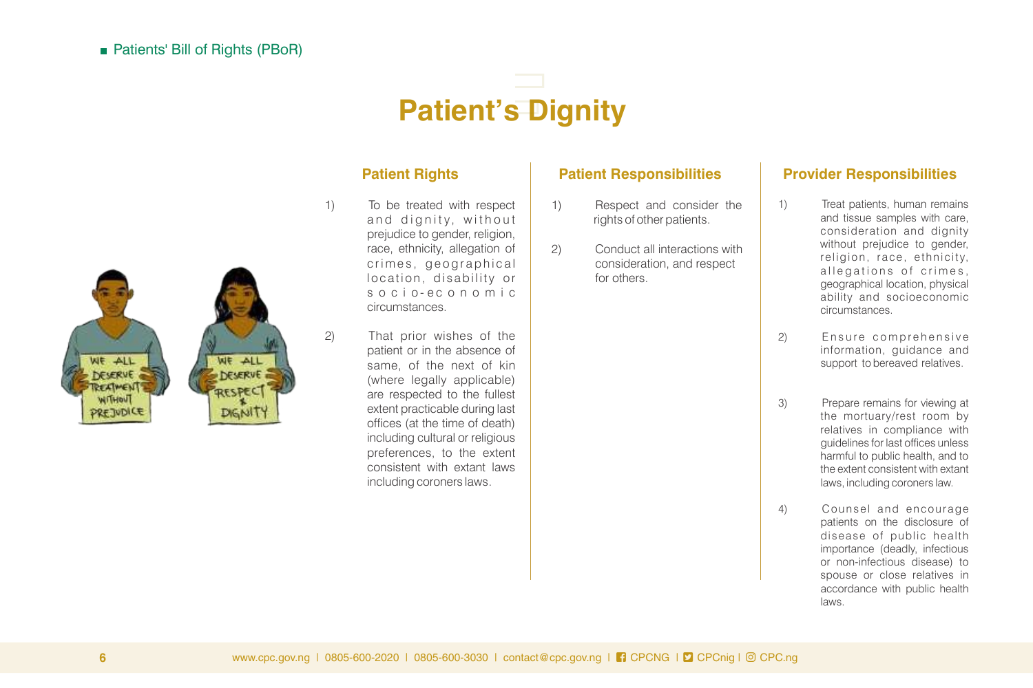# Patient's Dignity

## Patient Rights

1) To be treated with respect and dignity, without prejudice to gender, religion, race, ethnicity, allegation of crimes, geographical location, disability or socio-economic circumstances.

2) That prior wishes of the patient or in the absence of same, of the next of kin (where legally applicable) are respected to the fullest extent practicable during last offices (at the time of death) including cultural or religious preferences, to the extent consistent with extant laws including coroners laws.

## Patient Responsibilities

1) Respect and consider the rights of other patients.

2) Conduct all interactions with consideration, and respect for others.

## Provider Responsibilities

1) Treat patients, human remains and tissue samples with care, consideration and dignity without prejudice to gender, religion, race, ethnicity, allegations of crimes, geographical location, physical ability and socioeconomic circumstances.

2) Ensure comprehensive information, guidance and support to bereaved relatives.

3) Prepare remains for viewing at the mortuary/rest room by relatives in compliance with guidelines for last offices unless harmful to public health, and to the extent consistent with extant laws, including coroners law.

4) Counsel and encourage patients on the disclosure of disease of public health importance (deadly, infectious or non-infectious disease) to spouse or close relatives in accordance with public health laws.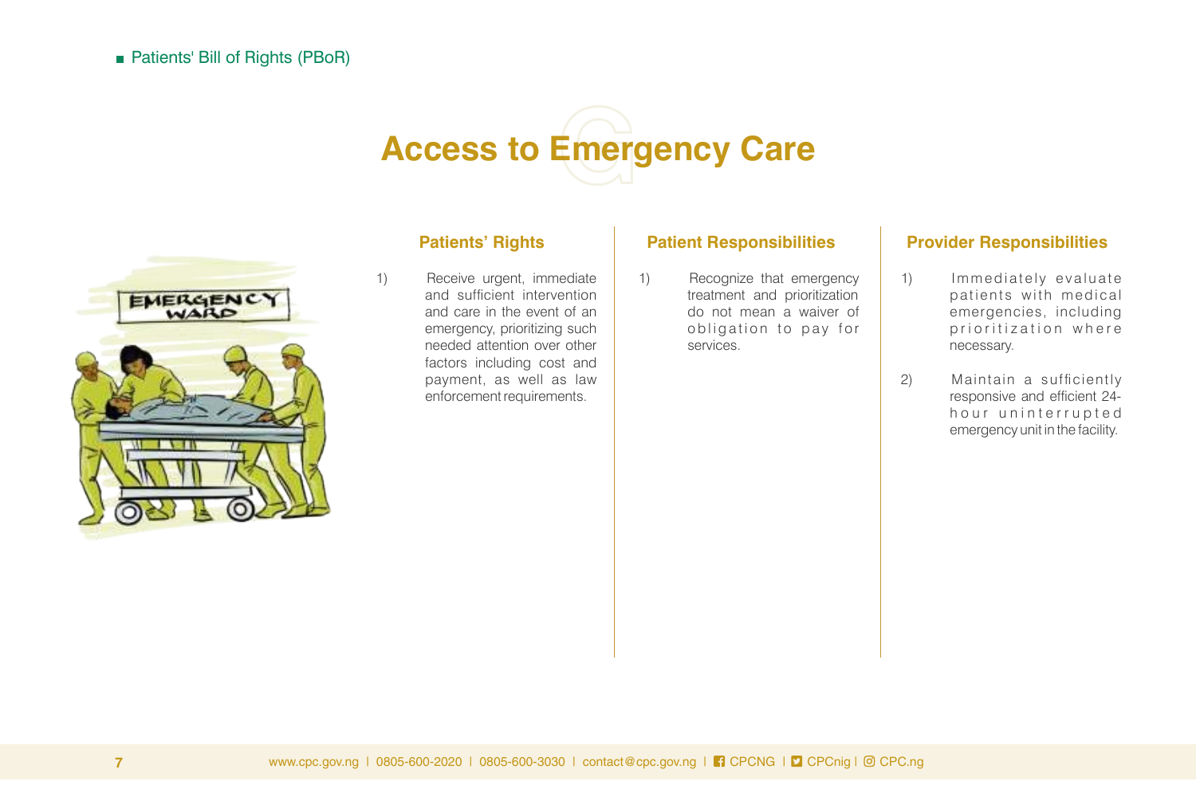## Access to Emergency Care

### Patients' Rights

1) Receive urgent, immediate and sufficient intervention and care in the event of an emergency, prioritizing such needed attention over other factors including cost and payment, as well as law enforcement requirements.

### Patient Responsibilities

1) Recognize that emergency treatment and prioritization do not mean a waiver of obligation to pay for services.

### Provider Responsibilities

1) Immediately evaluate patients with medical emergencies, including prioritization where necessary.

2) Maintain a sufficiently responsive and efficient 24-hour uninterrupted emergency unit in the facility.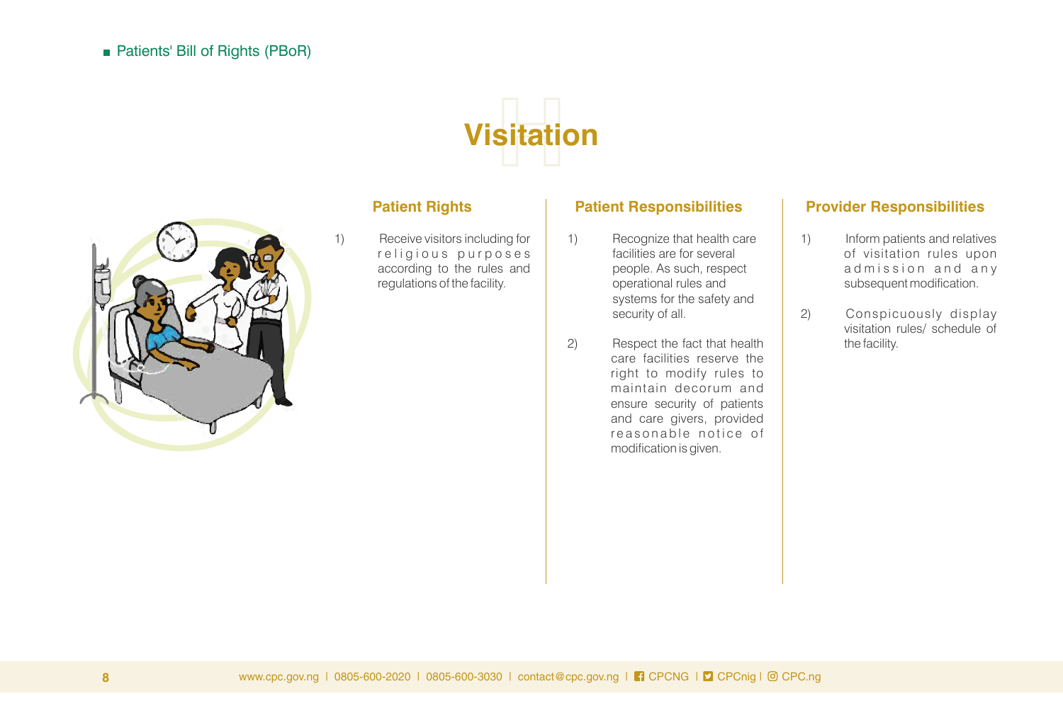# Visitation

### Patient Rights

1) Receive visitors including for religious purposes according to the rules and regulations of the facility.

### Patient Responsibilities

1) Recognize that health care facilities are for several people. As such, respect operational rules and systems for the safety and security of all.

2) Respect the fact that health care facilities reserve the right to modify rules to maintain decorum and ensure security of patients and care givers, provided reasonable notice of modification is given.

### Provider Responsibilities

1) Inform patients and relatives of visitation rules upon admission and any subsequent modification.

2) Conspicuously display visitation rules/ schedule of the facility.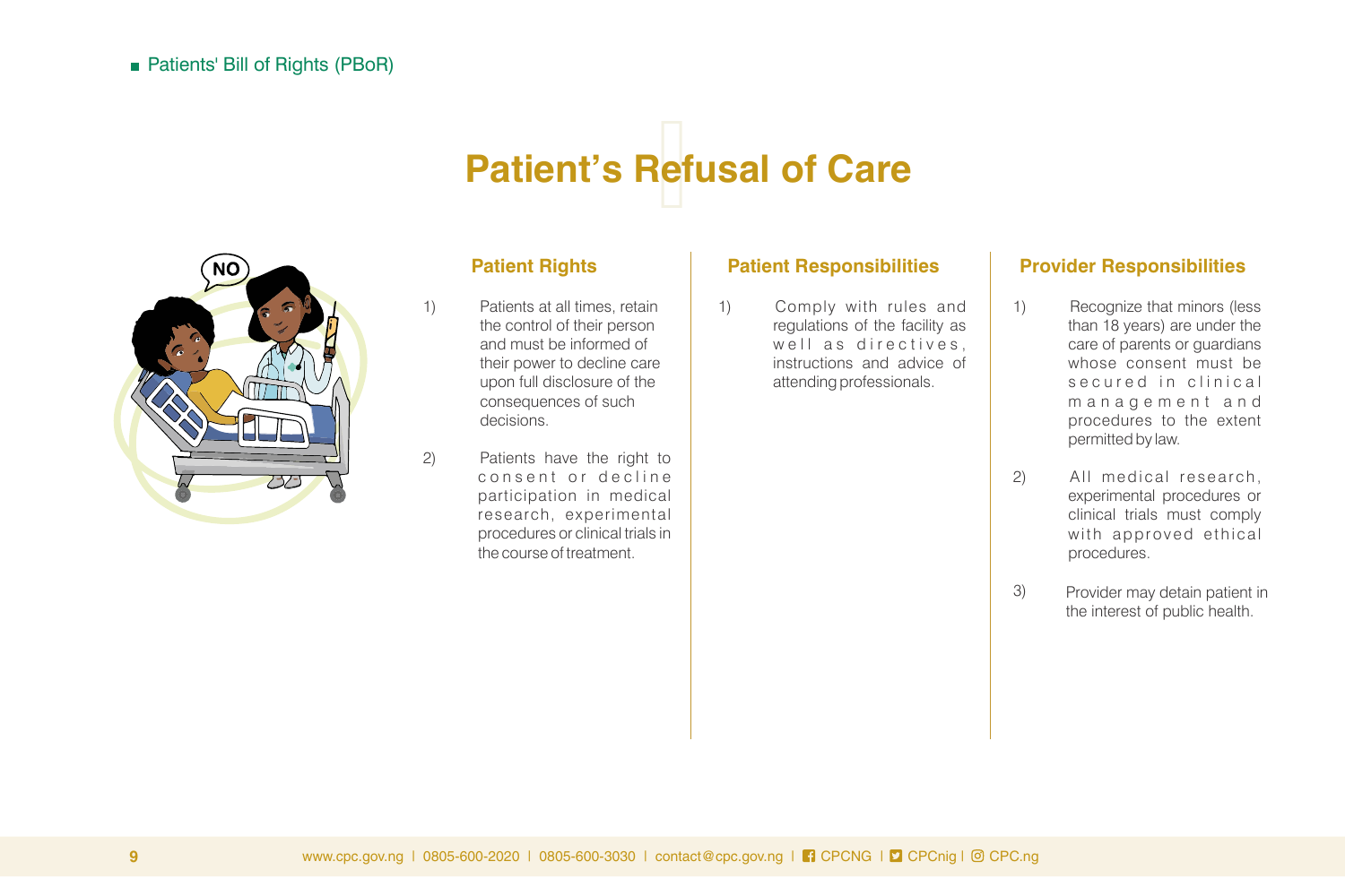# Patient's Refusal of Care

## Patient Rights

1) Patients at all times, retain the control of their person and must be informed of their power to decline care upon full disclosure of the consequences of such decisions.

2) Patients have the right to consent or decline participation in medical research, experimental procedures or clinical trials in the course of treatment.

## Patient Responsibilities

1) Comply with rules and regulations of the facility as well as directives, instructions and advice of attending professionals.

## Provider Responsibilities

1) Recognize that minors (less than 18 years) are under the care of parents or guardians whose consent must be secured in clinical management and procedures to the extent permitted by law.

2) All medical research, experimental procedures or clinical trials must comply with approved ethical procedures.

3) Provider may detain patient in the interest of public health.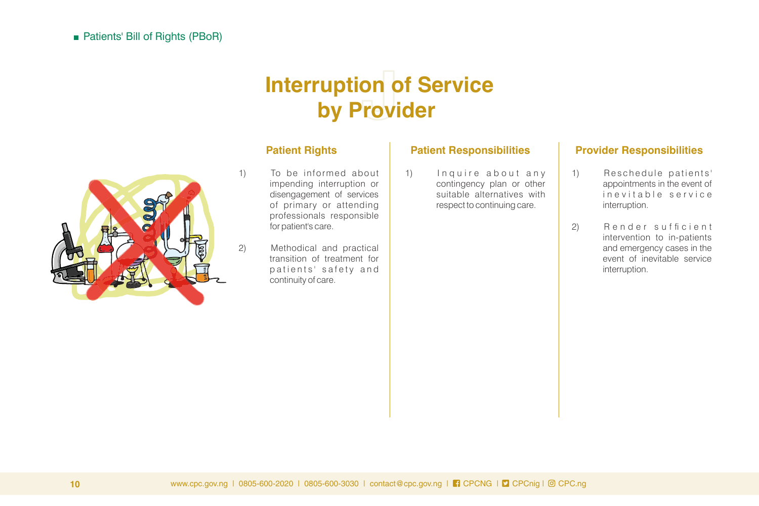# Interruption of Service by Provider

## Patient Rights

1) To be informed about impending interruption or disengagement of services of primary or attending professionals responsible for patient's care.

2) Methodical and practical transition of treatment for patients' safety and continuity of care.

## Patient Responsibilities

1) Inquire about any contingency plan or other suitable alternatives with respect to continuing care.

## Provider Responsibilities

1) Reschedule patients' appointments in the event of inevitable service interruption.

2) Render sufficient intervention to in-patients and emergency cases in the event of inevitable service interruption.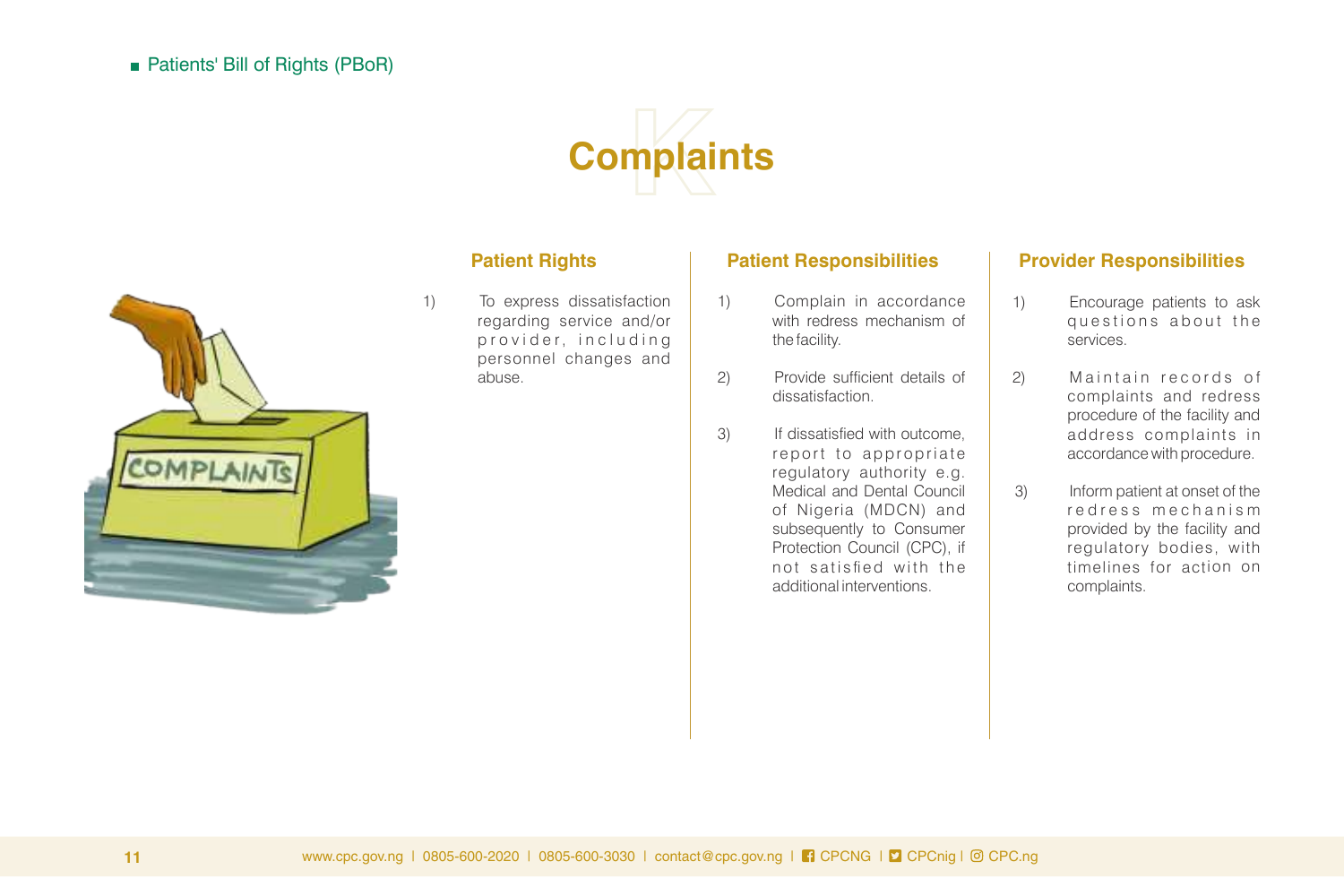# Complaints

### Patient Rights

1) To express dissatisfaction regarding service and/or provider, including personnel changes and abuse.

### Patient Responsibilities

1) Complain in accordance with redress mechanism of the facility.
2) Provide sufficient details of dissatisfaction.
3) If dissatisfied with outcome, report to appropriate regulatory authority e.g. Medical and Dental Council of Nigeria (MDCN) and subsequently to Consumer Protection Council (CPC), if not satisfied with the additional interventions.

### Provider Responsibilities

1) Encourage patients to ask questions about the services.
2) Maintain records of complaints and redress procedure of the facility and address complaints in accordance with procedure.
3) Inform patient at onset of the redress mechanism provided by the facility and regulatory bodies, with timelines for action on complaints.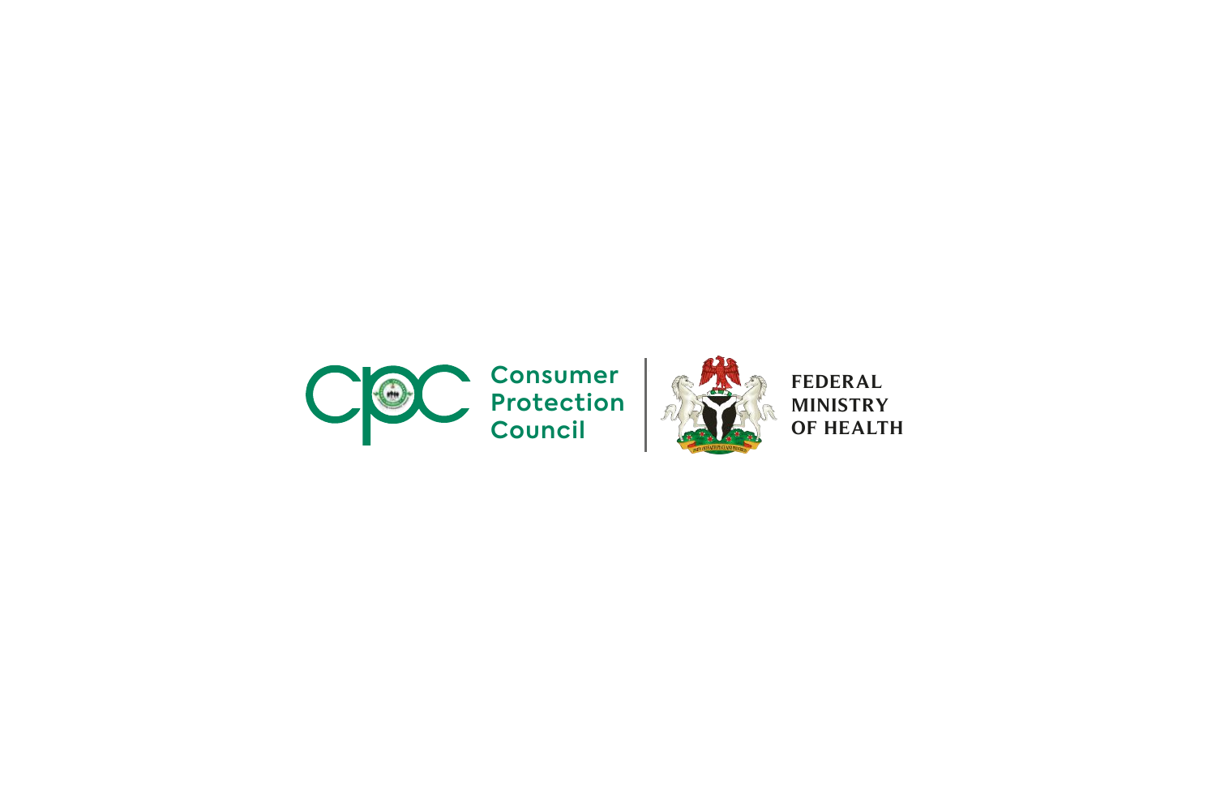Consumer Protection Council

FEDERAL MINISTRY OF HEALTH